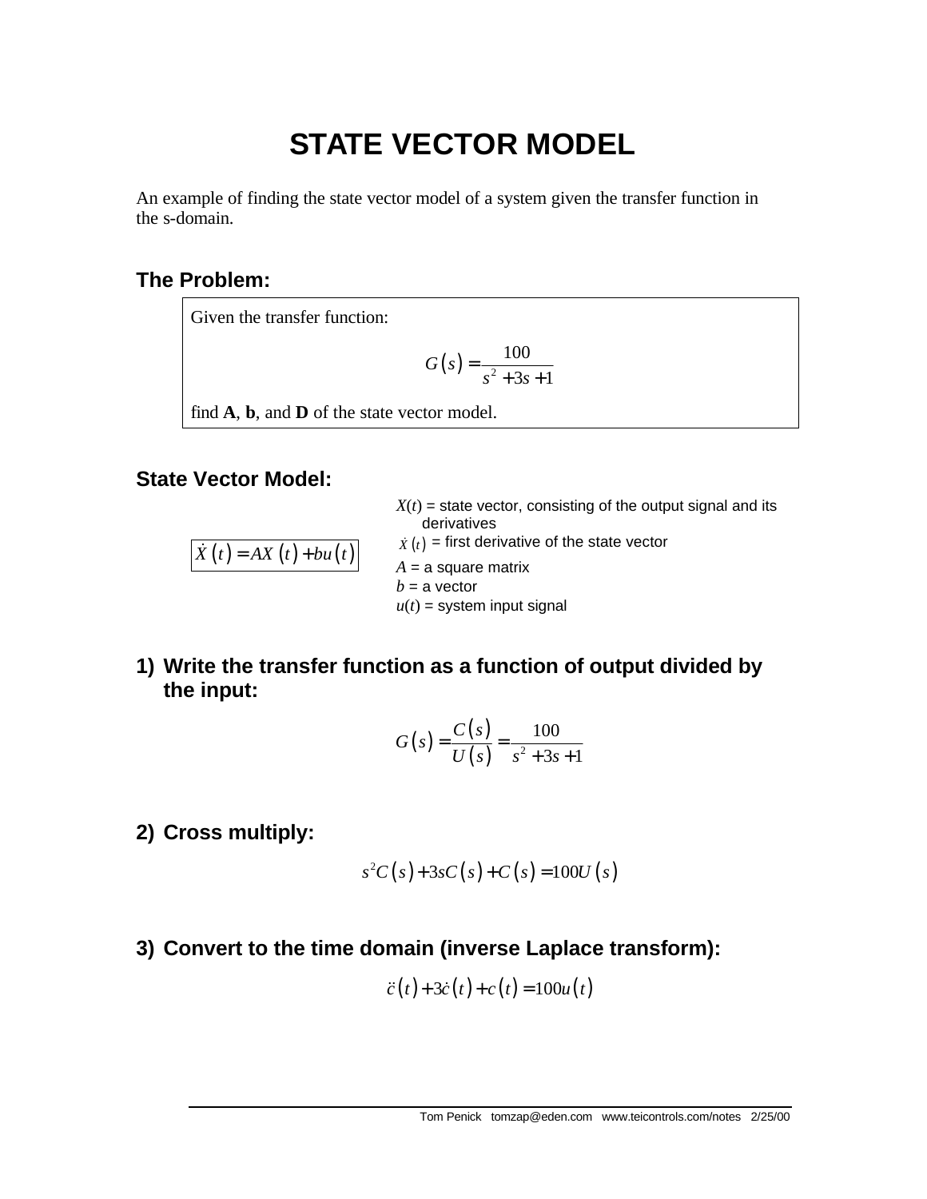# STATE VECTOR MODEL

An example of finding the state vector model of a system given the transfer function in the s-domain.

## The Problem:

Given the transfer function:

$$G(s) = \frac{100}{s^2 + 3s + 1}$$

find **A**, **b**, and **D** of the state vector model.

## State Vector Model:

$$\dot{X}(t) = AX(t) + bu(t)$$

$X(t)$ = state vector, consisting of the output signal and its derivatives
$\dot{X}(t)$ = first derivative of the state vector
$A$ = a square matrix
$b$ = a vector
$u(t)$ = system input signal

## 1) Write the transfer function as a function of output divided by the input:

$$G(s) = \frac{C(s)}{U(s)} = \frac{100}{s^2 + 3s + 1}$$

## 2) Cross multiply:

$$s^2 C(s) + 3sC(s) + C(s) = 100U(s)$$

## 3) Convert to the time domain (inverse Laplace transform):

$$\ddot{c}(t) + 3\dot{c}(t) + c(t) = 100u(t)$$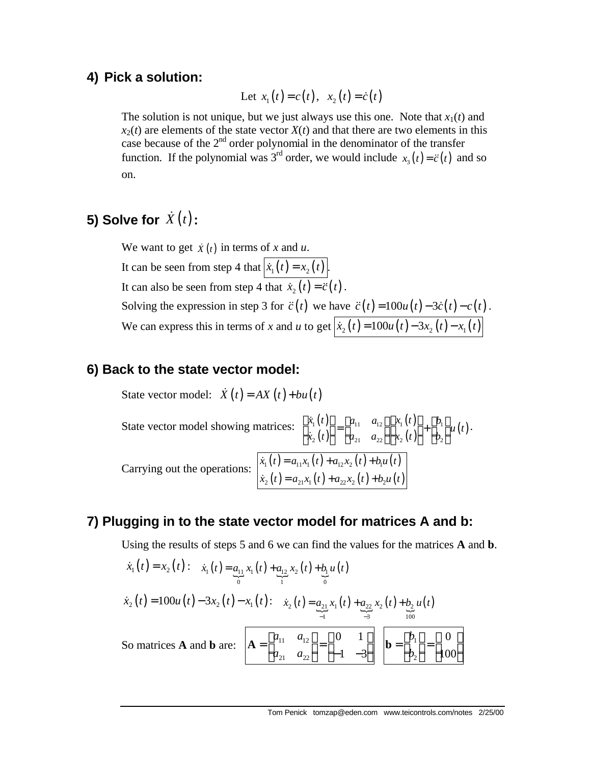## 4) Pick a solution:

$$\text{Let } x_1(t) = c(t), \quad x_2(t) = \dot{c}(t)$$

The solution is not unique, but we just always use this one. Note that $x_1(t)$ and $x_2(t)$ are elements of the state vector $X(t)$ and that there are two elements in this case because of the 2nd order polynomial in the denominator of the transfer function. If the polynomial was 3rd order, we would include $x_3(t) = \ddot{c}(t)$ and so on.

## 5) Solve for $\dot{X}(t)$:

We want to get $\dot{x}(t)$ in terms of $x$ and $u$.

It can be seen from step 4 that $\boxed{\dot{x}_1(t) = x_2(t)}$.

It can also be seen from step 4 that $\dot{x}_2(t) = \ddot{c}(t)$.

Solving the expression in step 3 for $\ddot{c}(t)$ we have $\ddot{c}(t) = 100u(t) - 3\dot{c}(t) - c(t)$.

We can express this in terms of $x$ and $u$ to get $\boxed{\dot{x}_2(t) = 100u(t) - 3x_2(t) - x_1(t)}$

## 6) Back to the state vector model:

State vector model: $\dot{X}(t) = AX(t) + bu(t)$

State vector model showing matrices: $\begin{bmatrix} \dot{x}_1(t) \\ \dot{x}_2(t) \end{bmatrix} = \begin{bmatrix} a_{11} & a_{12} \\ a_{21} & a_{22} \end{bmatrix} \begin{bmatrix} x_1(t) \\ x_2(t) \end{bmatrix} + \begin{bmatrix} b_1 \\ b_2 \end{bmatrix} u(t)$.

Carrying out the operations: $\boxed{\begin{aligned} \dot{x}_1(t) &= a_{11}x_1(t) + a_{12}x_2(t) + b_1u(t) \\ \dot{x}_2(t) &= a_{21}x_1(t) + a_{22}x_2(t) + b_2u(t) \end{aligned}}$

## 7) Plugging in to the state vector model for matrices A and b:

Using the results of steps 5 and 6 we can find the values for the matrices **A** and **b**.

$$\dot{x}_1(t) = x_2(t): \quad \dot{x}_1(t) = \underbrace{a_{11}}_{0} x_1(t) + \underbrace{a_{12}}_{1} x_2(t) + \underbrace{b_1}_{0} u(t)$$

$$\dot{x}_2(t) = 100u(t) - 3x_2(t) - x_1(t): \quad \dot{x}_2(t) = \underbrace{a_{21}}_{-1} x_1(t) + \underbrace{a_{22}}_{-3} x_2(t) + \underbrace{b_2}_{100} u(t)$$

So matrices **A** and **b** are: $\boxed{\mathbf{A} = \begin{bmatrix} a_{11} & a_{12} \\ a_{21} & a_{22} \end{bmatrix} = \begin{bmatrix} 0 & 1 \\ -1 & -3 \end{bmatrix}}$ $\boxed{\mathbf{b} = \begin{bmatrix} b_1 \\ b_2 \end{bmatrix} = \begin{bmatrix} 0 \\ 100 \end{bmatrix}}$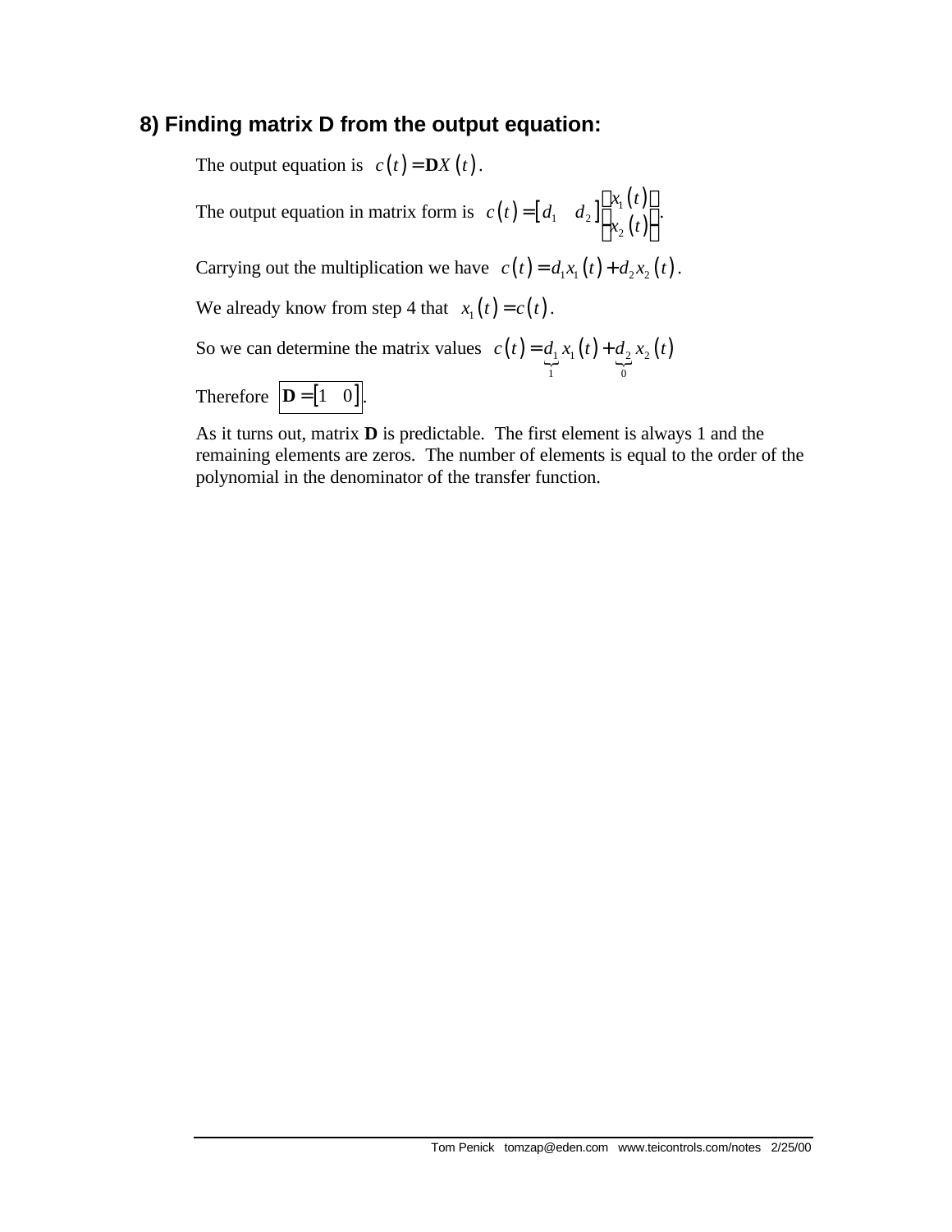## 8) Finding matrix D from the output equation:

The output equation is $c(t) = \mathbf{D}X(t)$.

The output equation in matrix form is $c(t) = \begin{bmatrix} d_1 & d_2 \end{bmatrix} \begin{bmatrix} x_1(t) \\ x_2(t) \end{bmatrix}$.

Carrying out the multiplication we have $c(t) = d_1 x_1(t) + d_2 x_2(t)$.

We already know from step 4 that $x_1(t) = c(t)$.

So we can determine the matrix values $c(t) = \underbrace{d_1}_{1} x_1(t) + \underbrace{d_2}_{0} x_2(t)$

Therefore $\boxed{\mathbf{D} = \begin{bmatrix} 1 & 0 \end{bmatrix}}$.

As it turns out, matrix **D** is predictable. The first element is always 1 and the remaining elements are zeros. The number of elements is equal to the order of the polynomial in the denominator of the transfer function.